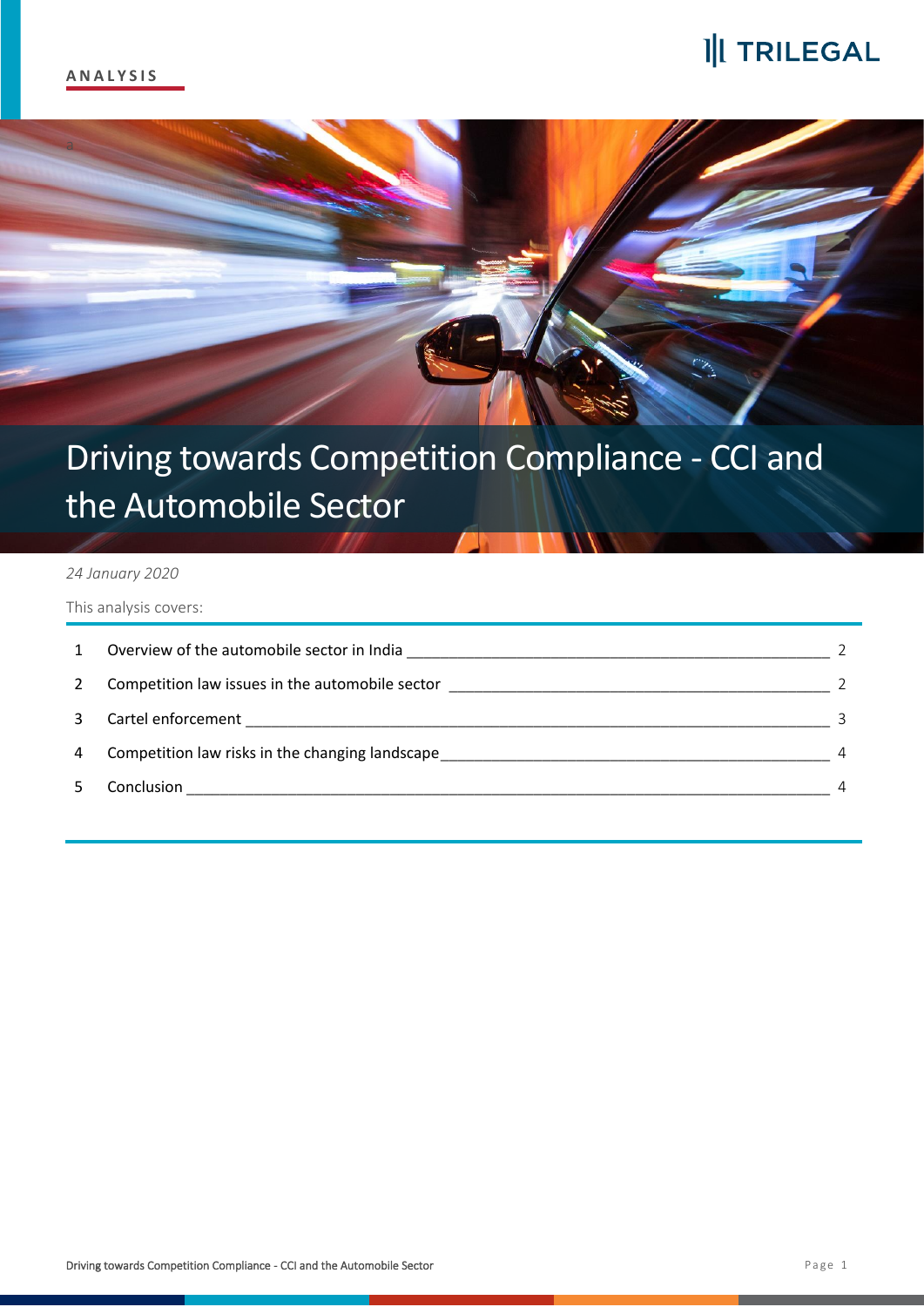ANALYSIS

TRILEGAL

# Driving towards Competition Compliance - CCI and the Automobile Sector

*24 January 2020*

This analysis covers:

| | | |
|---|---|---|
| 1 | Overview of the automobile sector in India | 2 |
| 2 | Competition law issues in the automobile sector | 2 |
| 3 | Cartel enforcement | 3 |
| 4 | Competition law risks in the changing landscape | 4 |
| 5 | Conclusion | 4 |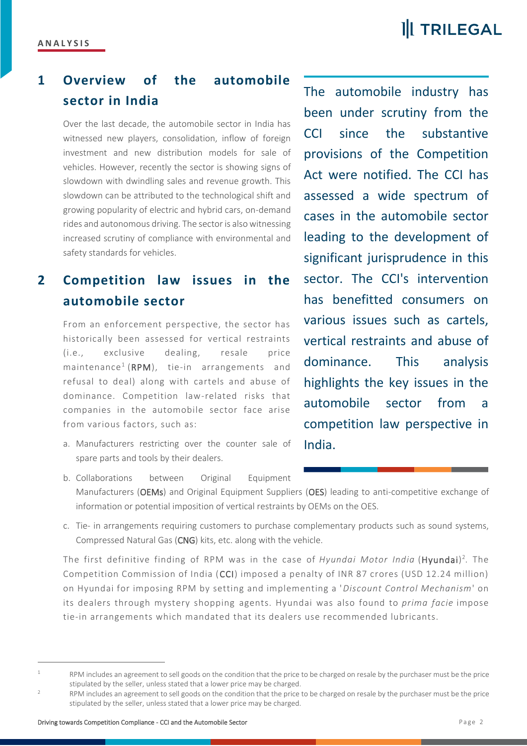**ANALYSIS**

## 1 Overview of the automobile sector in India

Over the last decade, the automobile sector in India has witnessed new players, consolidation, inflow of foreign investment and new distribution models for sale of vehicles. However, recently the sector is showing signs of slowdown with dwindling sales and revenue growth. This slowdown can be attributed to the technological shift and growing popularity of electric and hybrid cars, on-demand rides and autonomous driving. The sector is also witnessing increased scrutiny of compliance with environmental and safety standards for vehicles.

## 2 Competition law issues in the automobile sector

From an enforcement perspective, the sector has historically been assessed for vertical restraints (i.e., exclusive dealing, resale price maintenance[1] (**RPM**), tie-in arrangements and refusal to deal) along with cartels and abuse of dominance. Competition law-related risks that companies in the automobile sector face arise from various factors, such as:

a. Manufacturers restricting over the counter sale of spare parts and tools by their dealers.

b. Collaborations between Original Equipment Manufacturers (**OEMs**) and Original Equipment Suppliers (**OES**) leading to anti-competitive exchange of information or potential imposition of vertical restraints by OEMs on the OES.

c. Tie- in arrangements requiring customers to purchase complementary products such as sound systems, Compressed Natural Gas (**CNG**) kits, etc. along with the vehicle.

> The automobile industry has been under scrutiny from the CCI since the substantive provisions of the Competition Act were notified. The CCI has assessed a wide spectrum of cases in the automobile sector leading to the development of significant jurisprudence in this sector. The CCI's intervention has benefitted consumers on various issues such as cartels, vertical restraints and abuse of dominance. This analysis highlights the key issues in the automobile sector from a competition law perspective in India.

The first definitive finding of RPM was in the case of *Hyundai Motor India* (**Hyundai**)[2]. The Competition Commission of India (**CCI**) imposed a penalty of INR 87 crores (USD 12.24 million) on Hyundai for imposing RPM by setting and implementing a '*Discount Control Mechanism*' on its dealers through mystery shopping agents. Hyundai was also found to *prima facie* impose tie-in arrangements which mandated that its dealers use recommended lubricants.

---

[1] RPM includes an agreement to sell goods on the condition that the price to be charged on resale by the purchaser must be the price stipulated by the seller, unless stated that a lower price may be charged.

[2] RPM includes an agreement to sell goods on the condition that the price to be charged on resale by the purchaser must be the price stipulated by the seller, unless stated that a lower price may be charged.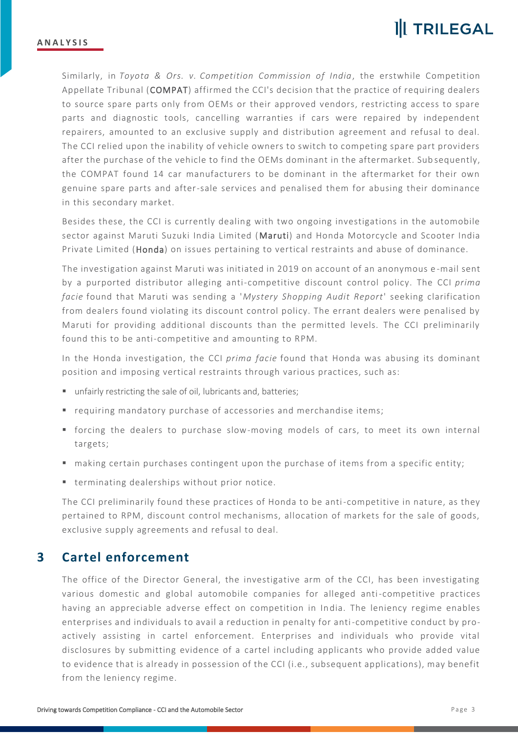Similarly, in *Toyota & Ors. v. Competition Commission of India*, the erstwhile Competition Appellate Tribunal (**COMPAT**) affirmed the CCI's decision that the practice of requiring dealers to source spare parts only from OEMs or their approved vendors, restricting access to spare parts and diagnostic tools, cancelling warranties if cars were repaired by independent repairers, amounted to an exclusive supply and distribution agreement and refusal to deal. The CCI relied upon the inability of vehicle owners to switch to competing spare part providers after the purchase of the vehicle to find the OEMs dominant in the aftermarket. Subsequently, the COMPAT found 14 car manufacturers to be dominant in the aftermarket for their own genuine spare parts and after-sale services and penalised them for abusing their dominance in this secondary market.

Besides these, the CCI is currently dealing with two ongoing investigations in the automobile sector against Maruti Suzuki India Limited (**Maruti**) and Honda Motorcycle and Scooter India Private Limited (**Honda**) on issues pertaining to vertical restraints and abuse of dominance.

The investigation against Maruti was initiated in 2019 on account of an anonymous e-mail sent by a purported distributor alleging anti-competitive discount control policy. The CCI *prima facie* found that Maruti was sending a '*Mystery Shopping Audit Report*' seeking clarification from dealers found violating its discount control policy. The errant dealers were penalised by Maruti for providing additional discounts than the permitted levels. The CCI preliminarily found this to be anti-competitive and amounting to RPM.

In the Honda investigation, the CCI *prima facie* found that Honda was abusing its dominant position and imposing vertical restraints through various practices, such as:

- unfairly restricting the sale of oil, lubricants and, batteries;
- requiring mandatory purchase of accessories and merchandise items;
- forcing the dealers to purchase slow-moving models of cars, to meet its own internal targets;
- making certain purchases contingent upon the purchase of items from a specific entity;
- terminating dealerships without prior notice.

The CCI preliminarily found these practices of Honda to be anti-competitive in nature, as they pertained to RPM, discount control mechanisms, allocation of markets for the sale of goods, exclusive supply agreements and refusal to deal.

## 3 Cartel enforcement

The office of the Director General, the investigative arm of the CCI, has been investigating various domestic and global automobile companies for alleged anti-competitive practices having an appreciable adverse effect on competition in India. The leniency regime enables enterprises and individuals to avail a reduction in penalty for anti-competitive conduct by pro-actively assisting in cartel enforcement. Enterprises and individuals who provide vital disclosures by submitting evidence of a cartel including applicants who provide added value to evidence that is already in possession of the CCI (i.e., subsequent applications), may benefit from the leniency regime.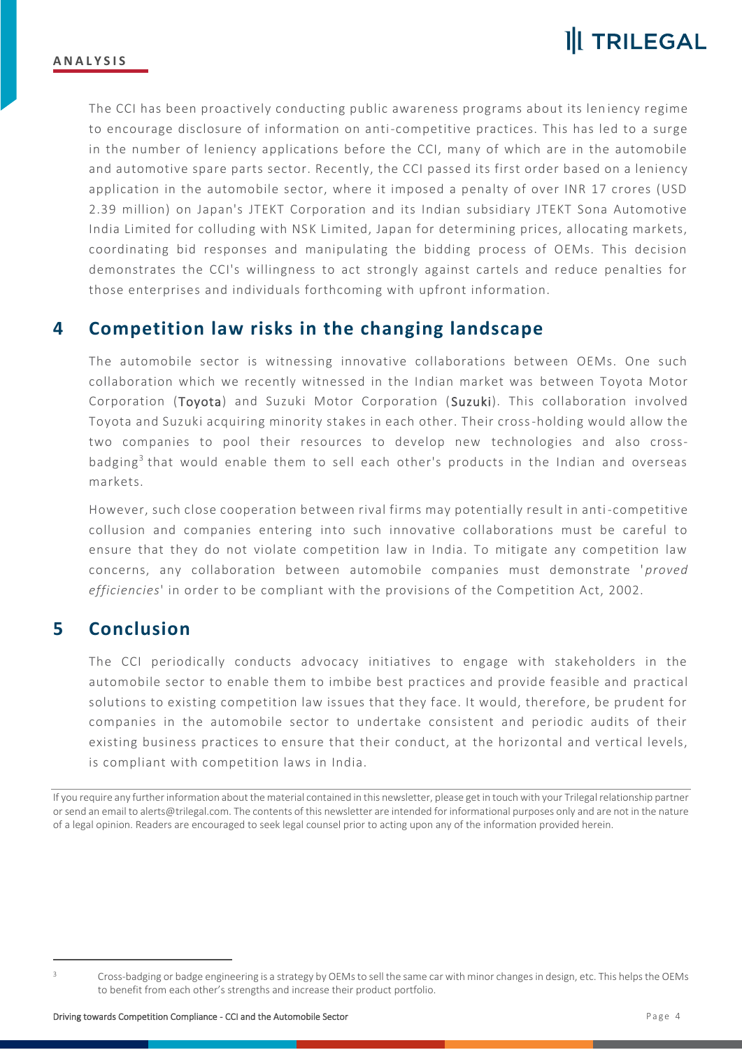The CCI has been proactively conducting public awareness programs about its leniency regime to encourage disclosure of information on anti-competitive practices. This has led to a surge in the number of leniency applications before the CCI, many of which are in the automobile and automotive spare parts sector. Recently, the CCI passed its first order based on a leniency application in the automobile sector, where it imposed a penalty of over INR 17 crores (USD 2.39 million) on Japan's JTEKT Corporation and its Indian subsidiary JTEKT Sona Automotive India Limited for colluding with NSK Limited, Japan for determining prices, allocating markets, coordinating bid responses and manipulating the bidding process of OEMs. This decision demonstrates the CCI's willingness to act strongly against cartels and reduce penalties for those enterprises and individuals forthcoming with upfront information.

## 4 Competition law risks in the changing landscape

The automobile sector is witnessing innovative collaborations between OEMs. One such collaboration which we recently witnessed in the Indian market was between Toyota Motor Corporation (**Toyota**) and Suzuki Motor Corporation (**Suzuki**). This collaboration involved Toyota and Suzuki acquiring minority stakes in each other. Their cross-holding would allow the two companies to pool their resources to develop new technologies and also cross-badging[3] that would enable them to sell each other's products in the Indian and overseas markets.

However, such close cooperation between rival firms may potentially result in anti-competitive collusion and companies entering into such innovative collaborations must be careful to ensure that they do not violate competition law in India. To mitigate any competition law concerns, any collaboration between automobile companies must demonstrate '*proved efficiencies*' in order to be compliant with the provisions of the Competition Act, 2002.

## 5 Conclusion

The CCI periodically conducts advocacy initiatives to engage with stakeholders in the automobile sector to enable them to imbibe best practices and provide feasible and practical solutions to existing competition law issues that they face. It would, therefore, be prudent for companies in the automobile sector to undertake consistent and periodic audits of their existing business practices to ensure that their conduct, at the horizontal and vertical levels, is compliant with competition laws in India.

If you require any further information about the material contained in this newsletter, please get in touch with your Trilegal relationship partner or send an email to alerts@trilegal.com. The contents of this newsletter are intended for informational purposes only and are not in the nature of a legal opinion. Readers are encouraged to seek legal counsel prior to acting upon any of the information provided herein.

---

[3] Cross-badging or badge engineering is a strategy by OEMs to sell the same car with minor changes in design, etc. This helps the OEMs to benefit from each other's strengths and increase their product portfolio.